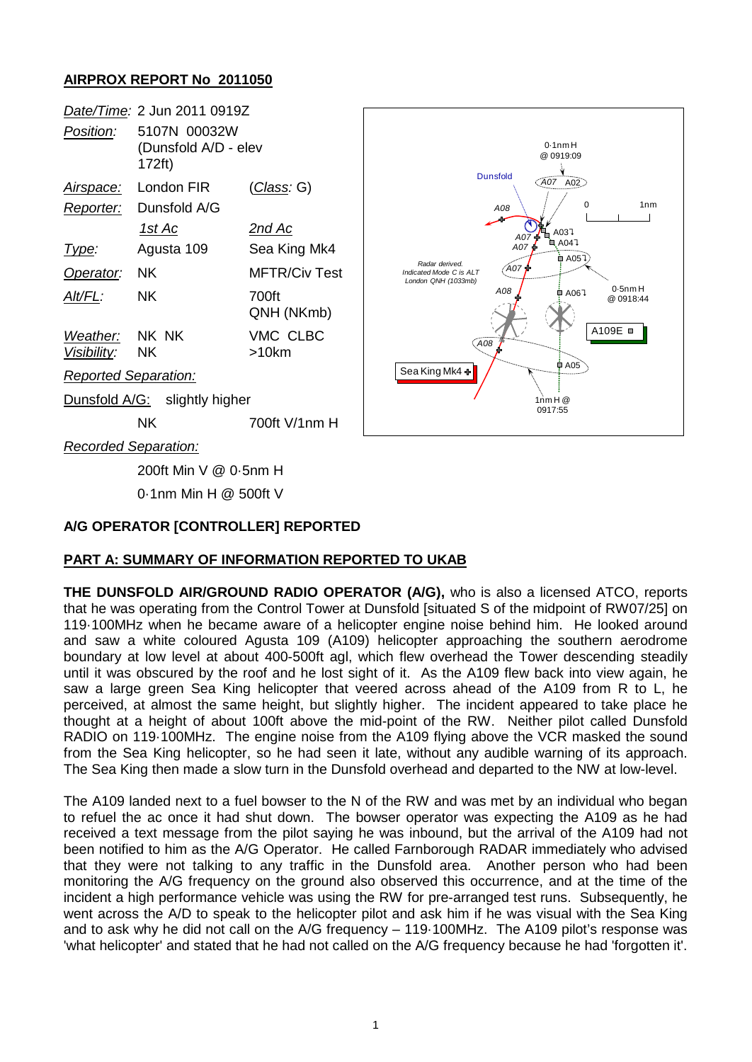**AIRPROX REPORT No 2011050**

| | | |
|---|---|---|
| *Date/Time:* | 2 Jun 2011 0919Z | |
| *Position:* | 5107N 00032W (Dunsfold A/D - elev 172ft) | |
| *Airspace:* | London FIR | (*Class:* G) |
| *Reporter:* | Dunsfold A/G | |
| | *1st Ac* | *2nd Ac* |
| *Type:* | Agusta 109 | Sea King Mk4 |
| *Operator:* | NK | MFTR/Civ Test |
| *Alt/FL:* | NK | 700ft QNH (NKmb) |
| *Weather:* | NK NK | VMC CLBC |
| *Visibility:* | NK | >10km |

*Reported Separation:*

Dunsfold A/G: slightly higher

NK 700ft V/1nm H

*Recorded Separation:*

200ft Min V @ 0·5nm H

0·1nm Min H @ 500ft V

**A/G OPERATOR [CONTROLLER] REPORTED**

**PART A: SUMMARY OF INFORMATION REPORTED TO UKAB**

**THE DUNSFOLD AIR/GROUND RADIO OPERATOR (A/G),** who is also a licensed ATCO, reports that he was operating from the Control Tower at Dunsfold [situated S of the midpoint of RW07/25] on 119·100MHz when he became aware of a helicopter engine noise behind him. He looked around and saw a white coloured Agusta 109 (A109) helicopter approaching the southern aerodrome boundary at low level at about 400-500ft agl, which flew overhead the Tower descending steadily until it was obscured by the roof and he lost sight of it. As the A109 flew back into view again, he saw a large green Sea King helicopter that veered across ahead of the A109 from R to L, he perceived, at almost the same height, but slightly higher. The incident appeared to take place he thought at a height of about 100ft above the mid-point of the RW. Neither pilot called Dunsfold RADIO on 119·100MHz. The engine noise from the A109 flying above the VCR masked the sound from the Sea King helicopter, so he had seen it late, without any audible warning of its approach. The Sea King then made a slow turn in the Dunsfold overhead and departed to the NW at low-level.

The A109 landed next to a fuel bowser to the N of the RW and was met by an individual who began to refuel the ac once it had shut down. The bowser operator was expecting the A109 as he had received a text message from the pilot saying he was inbound, but the arrival of the A109 had not been notified to him as the A/G Operator. He called Farnborough RADAR immediately who advised that they were not talking to any traffic in the Dunsfold area. Another person who had been monitoring the A/G frequency on the ground also observed this occurrence, and at the time of the incident a high performance vehicle was using the RW for pre-arranged test runs. Subsequently, he went across the A/D to speak to the helicopter pilot and ask him if he was visual with the Sea King and to ask why he did not call on the A/G frequency – 119·100MHz. The A109 pilot's response was 'what helicopter' and stated that he had not called on the A/G frequency because he had 'forgotten it'.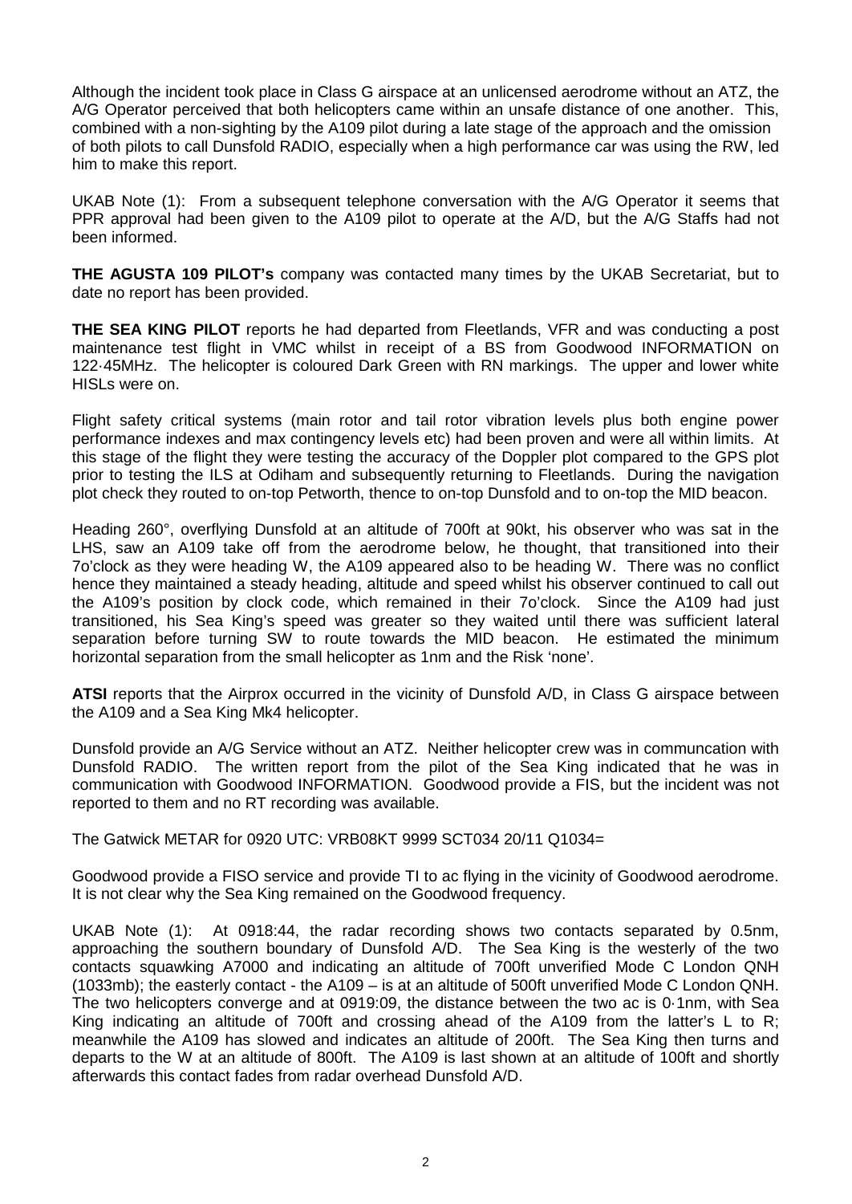Although the incident took place in Class G airspace at an unlicensed aerodrome without an ATZ, the A/G Operator perceived that both helicopters came within an unsafe distance of one another. This, combined with a non-sighting by the A109 pilot during a late stage of the approach and the omission of both pilots to call Dunsfold RADIO, especially when a high performance car was using the RW, led him to make this report.

UKAB Note (1): From a subsequent telephone conversation with the A/G Operator it seems that PPR approval had been given to the A109 pilot to operate at the A/D, but the A/G Staffs had not been informed.

**THE AGUSTA 109 PILOT's** company was contacted many times by the UKAB Secretariat, but to date no report has been provided.

**THE SEA KING PILOT** reports he had departed from Fleetlands, VFR and was conducting a post maintenance test flight in VMC whilst in receipt of a BS from Goodwood INFORMATION on 122·45MHz. The helicopter is coloured Dark Green with RN markings. The upper and lower white HISLs were on.

Flight safety critical systems (main rotor and tail rotor vibration levels plus both engine power performance indexes and max contingency levels etc) had been proven and were all within limits. At this stage of the flight they were testing the accuracy of the Doppler plot compared to the GPS plot prior to testing the ILS at Odiham and subsequently returning to Fleetlands. During the navigation plot check they routed to on-top Petworth, thence to on-top Dunsfold and to on-top the MID beacon.

Heading 260°, overflying Dunsfold at an altitude of 700ft at 90kt, his observer who was sat in the LHS, saw an A109 take off from the aerodrome below, he thought, that transitioned into their 7o'clock as they were heading W, the A109 appeared also to be heading W. There was no conflict hence they maintained a steady heading, altitude and speed whilst his observer continued to call out the A109's position by clock code, which remained in their 7o'clock. Since the A109 had just transitioned, his Sea King's speed was greater so they waited until there was sufficient lateral separation before turning SW to route towards the MID beacon. He estimated the minimum horizontal separation from the small helicopter as 1nm and the Risk 'none'.

**ATSI** reports that the Airprox occurred in the vicinity of Dunsfold A/D, in Class G airspace between the A109 and a Sea King Mk4 helicopter.

Dunsfold provide an A/G Service without an ATZ. Neither helicopter crew was in communcation with Dunsfold RADIO. The written report from the pilot of the Sea King indicated that he was in communication with Goodwood INFORMATION. Goodwood provide a FIS, but the incident was not reported to them and no RT recording was available.

The Gatwick METAR for 0920 UTC: VRB08KT 9999 SCT034 20/11 Q1034=

Goodwood provide a FISO service and provide TI to ac flying in the vicinity of Goodwood aerodrome. It is not clear why the Sea King remained on the Goodwood frequency.

UKAB Note (1): At 0918:44, the radar recording shows two contacts separated by 0.5nm, approaching the southern boundary of Dunsfold A/D. The Sea King is the westerly of the two contacts squawking A7000 and indicating an altitude of 700ft unverified Mode C London QNH (1033mb); the easterly contact - the A109 – is at an altitude of 500ft unverified Mode C London QNH. The two helicopters converge and at 0919:09, the distance between the two ac is 0·1nm, with Sea King indicating an altitude of 700ft and crossing ahead of the A109 from the latter's L to R; meanwhile the A109 has slowed and indicates an altitude of 200ft. The Sea King then turns and departs to the W at an altitude of 800ft. The A109 is last shown at an altitude of 100ft and shortly afterwards this contact fades from radar overhead Dunsfold A/D.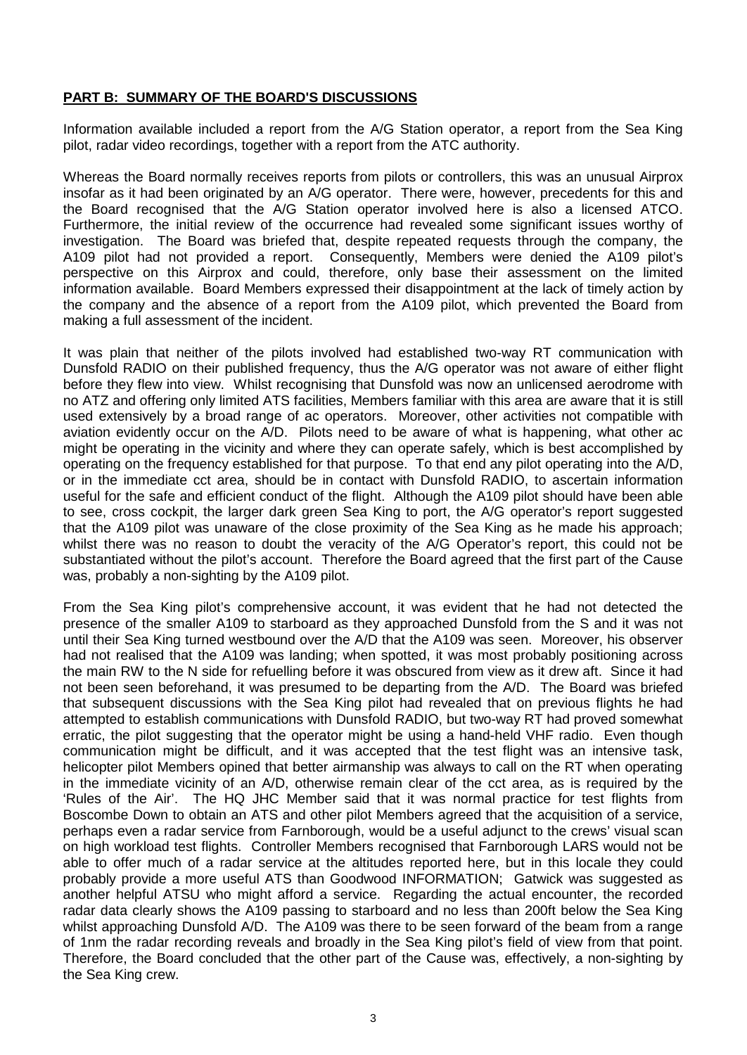**PART B: SUMMARY OF THE BOARD'S DISCUSSIONS**

Information available included a report from the A/G Station operator, a report from the Sea King pilot, radar video recordings, together with a report from the ATC authority.

Whereas the Board normally receives reports from pilots or controllers, this was an unusual Airprox insofar as it had been originated by an A/G operator. There were, however, precedents for this and the Board recognised that the A/G Station operator involved here is also a licensed ATCO. Furthermore, the initial review of the occurrence had revealed some significant issues worthy of investigation. The Board was briefed that, despite repeated requests through the company, the A109 pilot had not provided a report. Consequently, Members were denied the A109 pilot's perspective on this Airprox and could, therefore, only base their assessment on the limited information available. Board Members expressed their disappointment at the lack of timely action by the company and the absence of a report from the A109 pilot, which prevented the Board from making a full assessment of the incident.

It was plain that neither of the pilots involved had established two-way RT communication with Dunsfold RADIO on their published frequency, thus the A/G operator was not aware of either flight before they flew into view. Whilst recognising that Dunsfold was now an unlicensed aerodrome with no ATZ and offering only limited ATS facilities, Members familiar with this area are aware that it is still used extensively by a broad range of ac operators. Moreover, other activities not compatible with aviation evidently occur on the A/D. Pilots need to be aware of what is happening, what other ac might be operating in the vicinity and where they can operate safely, which is best accomplished by operating on the frequency established for that purpose. To that end any pilot operating into the A/D, or in the immediate cct area, should be in contact with Dunsfold RADIO, to ascertain information useful for the safe and efficient conduct of the flight. Although the A109 pilot should have been able to see, cross cockpit, the larger dark green Sea King to port, the A/G operator's report suggested that the A109 pilot was unaware of the close proximity of the Sea King as he made his approach; whilst there was no reason to doubt the veracity of the A/G Operator's report, this could not be substantiated without the pilot's account. Therefore the Board agreed that the first part of the Cause was, probably a non-sighting by the A109 pilot.

From the Sea King pilot's comprehensive account, it was evident that he had not detected the presence of the smaller A109 to starboard as they approached Dunsfold from the S and it was not until their Sea King turned westbound over the A/D that the A109 was seen. Moreover, his observer had not realised that the A109 was landing; when spotted, it was most probably positioning across the main RW to the N side for refuelling before it was obscured from view as it drew aft. Since it had not been seen beforehand, it was presumed to be departing from the A/D. The Board was briefed that subsequent discussions with the Sea King pilot had revealed that on previous flights he had attempted to establish communications with Dunsfold RADIO, but two-way RT had proved somewhat erratic, the pilot suggesting that the operator might be using a hand-held VHF radio. Even though communication might be difficult, and it was accepted that the test flight was an intensive task, helicopter pilot Members opined that better airmanship was always to call on the RT when operating in the immediate vicinity of an A/D, otherwise remain clear of the cct area, as is required by the 'Rules of the Air'. The HQ JHC Member said that it was normal practice for test flights from Boscombe Down to obtain an ATS and other pilot Members agreed that the acquisition of a service, perhaps even a radar service from Farnborough, would be a useful adjunct to the crews' visual scan on high workload test flights. Controller Members recognised that Farnborough LARS would not be able to offer much of a radar service at the altitudes reported here, but in this locale they could probably provide a more useful ATS than Goodwood INFORMATION; Gatwick was suggested as another helpful ATSU who might afford a service. Regarding the actual encounter, the recorded radar data clearly shows the A109 passing to starboard and no less than 200ft below the Sea King whilst approaching Dunsfold A/D. The A109 was there to be seen forward of the beam from a range of 1nm the radar recording reveals and broadly in the Sea King pilot's field of view from that point. Therefore, the Board concluded that the other part of the Cause was, effectively, a non-sighting by the Sea King crew.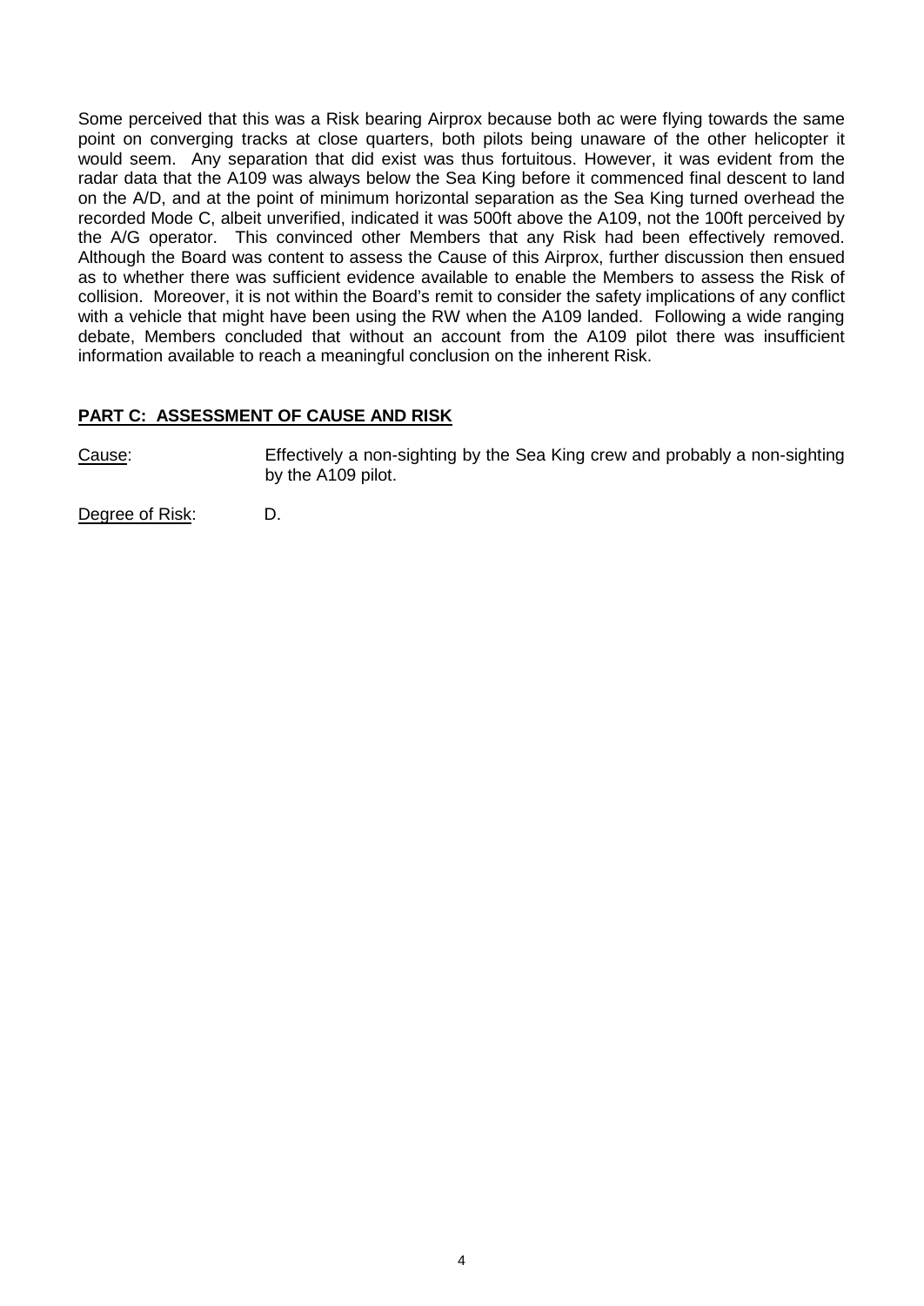Some perceived that this was a Risk bearing Airprox because both ac were flying towards the same point on converging tracks at close quarters, both pilots being unaware of the other helicopter it would seem. Any separation that did exist was thus fortuitous. However, it was evident from the radar data that the A109 was always below the Sea King before it commenced final descent to land on the A/D, and at the point of minimum horizontal separation as the Sea King turned overhead the recorded Mode C, albeit unverified, indicated it was 500ft above the A109, not the 100ft perceived by the A/G operator. This convinced other Members that any Risk had been effectively removed. Although the Board was content to assess the Cause of this Airprox, further discussion then ensued as to whether there was sufficient evidence available to enable the Members to assess the Risk of collision. Moreover, it is not within the Board's remit to consider the safety implications of any conflict with a vehicle that might have been using the RW when the A109 landed. Following a wide ranging debate, Members concluded that without an account from the A109 pilot there was insufficient information available to reach a meaningful conclusion on the inherent Risk.

## PART C: ASSESSMENT OF CAUSE AND RISK

Cause: Effectively a non-sighting by the Sea King crew and probably a non-sighting by the A109 pilot.

Degree of Risk: D.